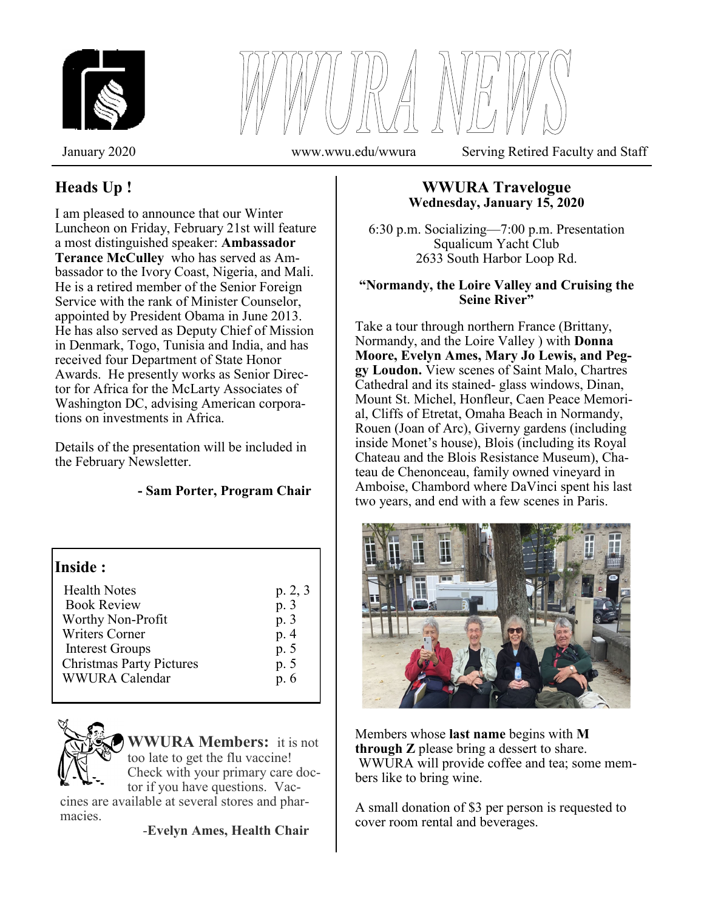# WWURA NEWS

January 2020 www.wwu.edu/wwura Serving Retired Faculty and Staff

## Heads Up !

I am pleased to announce that our Winter Luncheon on Friday, February 21st will feature a most distinguished speaker: **Ambassador Terance McCulley** who has served as Ambassador to the Ivory Coast, Nigeria, and Mali. He is a retired member of the Senior Foreign Service with the rank of Minister Counselor, appointed by President Obama in June 2013. He has also served as Deputy Chief of Mission in Denmark, Togo, Tunisia and India, and has received four Department of State Honor Awards. He presently works as Senior Director for Africa for the McLarty Associates of Washington DC, advising American corporations on investments in Africa.

Details of the presentation will be included in the February Newsletter.

**- Sam Porter, Program Chair**

## Inside :

| | |
|---|---|
| Health Notes | p. 2, 3 |
| Book Review | p. 3 |
| Worthy Non-Profit | p. 3 |
| Writers Corner | p. 4 |
| Interest Groups | p. 5 |
| Christmas Party Pictures | p. 5 |
| WWURA Calendar | p. 6 |

**WWURA Members:** it is not too late to get the flu vaccine! Check with your primary care doctor if you have questions. Vaccines are available at several stores and pharmacies.

-**Evelyn Ames, Health Chair**

## WWURA Travelogue

**Wednesday, January 15, 2020**

6:30 p.m. Socializing—7:00 p.m. Presentation
Squalicum Yacht Club
2633 South Harbor Loop Rd.

**"Normandy, the Loire Valley and Cruising the Seine River"**

Take a tour through northern France (Brittany, Normandy, and the Loire Valley ) with **Donna Moore, Evelyn Ames, Mary Jo Lewis, and Peggy Loudon.** View scenes of Saint Malo, Chartres Cathedral and its stained- glass windows, Dinan, Mount St. Michel, Honfleur, Caen Peace Memorial, Cliffs of Etretat, Omaha Beach in Normandy, Rouen (Joan of Arc), Giverny gardens (including inside Monet's house), Blois (including its Royal Chateau and the Blois Resistance Museum), Chateau de Chenonceau, family owned vineyard in Amboise, Chambord where DaVinci spent his last two years, and end with a few scenes in Paris.

Members whose **last name** begins with **M through Z** please bring a dessert to share. WWURA will provide coffee and tea; some members like to bring wine.

A small donation of $3 per person is requested to cover room rental and beverages.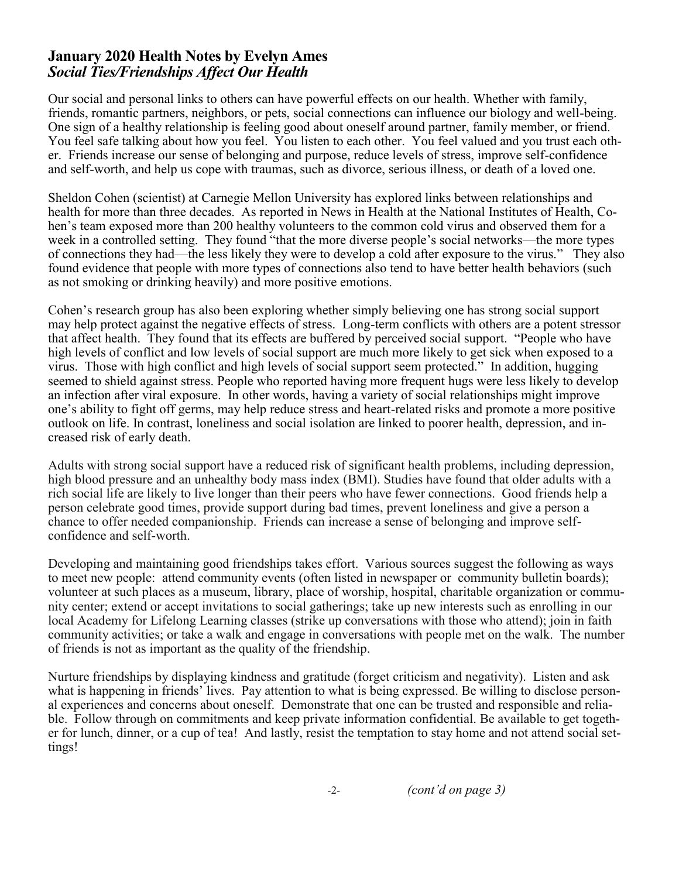## January 2020 Health Notes by Evelyn Ames
### *Social Ties/Friendships Affect Our Health*

Our social and personal links to others can have powerful effects on our health. Whether with family, friends, romantic partners, neighbors, or pets, social connections can influence our biology and well-being. One sign of a healthy relationship is feeling good about oneself around partner, family member, or friend. You feel safe talking about how you feel. You listen to each other. You feel valued and you trust each other. Friends increase our sense of belonging and purpose, reduce levels of stress, improve self-confidence and self-worth, and help us cope with traumas, such as divorce, serious illness, or death of a loved one.

Sheldon Cohen (scientist) at Carnegie Mellon University has explored links between relationships and health for more than three decades. As reported in News in Health at the National Institutes of Health, Cohen's team exposed more than 200 healthy volunteers to the common cold virus and observed them for a week in a controlled setting. They found "that the more diverse people's social networks—the more types of connections they had—the less likely they were to develop a cold after exposure to the virus." They also found evidence that people with more types of connections also tend to have better health behaviors (such as not smoking or drinking heavily) and more positive emotions.

Cohen's research group has also been exploring whether simply believing one has strong social support may help protect against the negative effects of stress. Long-term conflicts with others are a potent stressor that affect health. They found that its effects are buffered by perceived social support. "People who have high levels of conflict and low levels of social support are much more likely to get sick when exposed to a virus. Those with high conflict and high levels of social support seem protected." In addition, hugging seemed to shield against stress. People who reported having more frequent hugs were less likely to develop an infection after viral exposure. In other words, having a variety of social relationships might improve one's ability to fight off germs, may help reduce stress and heart-related risks and promote a more positive outlook on life. In contrast, loneliness and social isolation are linked to poorer health, depression, and increased risk of early death.

Adults with strong social support have a reduced risk of significant health problems, including depression, high blood pressure and an unhealthy body mass index (BMI). Studies have found that older adults with a rich social life are likely to live longer than their peers who have fewer connections. Good friends help a person celebrate good times, provide support during bad times, prevent loneliness and give a person a chance to offer needed companionship. Friends can increase a sense of belonging and improve self-confidence and self-worth.

Developing and maintaining good friendships takes effort. Various sources suggest the following as ways to meet new people: attend community events (often listed in newspaper or community bulletin boards); volunteer at such places as a museum, library, place of worship, hospital, charitable organization or community center; extend or accept invitations to social gatherings; take up new interests such as enrolling in our local Academy for Lifelong Learning classes (strike up conversations with those who attend); join in faith community activities; or take a walk and engage in conversations with people met on the walk. The number of friends is not as important as the quality of the friendship.

Nurture friendships by displaying kindness and gratitude (forget criticism and negativity). Listen and ask what is happening in friends' lives. Pay attention to what is being expressed. Be willing to disclose personal experiences and concerns about oneself. Demonstrate that one can be trusted and responsible and reliable. Follow through on commitments and keep private information confidential. Be available to get together for lunch, dinner, or a cup of tea! And lastly, resist the temptation to stay home and not attend social settings!

*(cont'd on page 3)*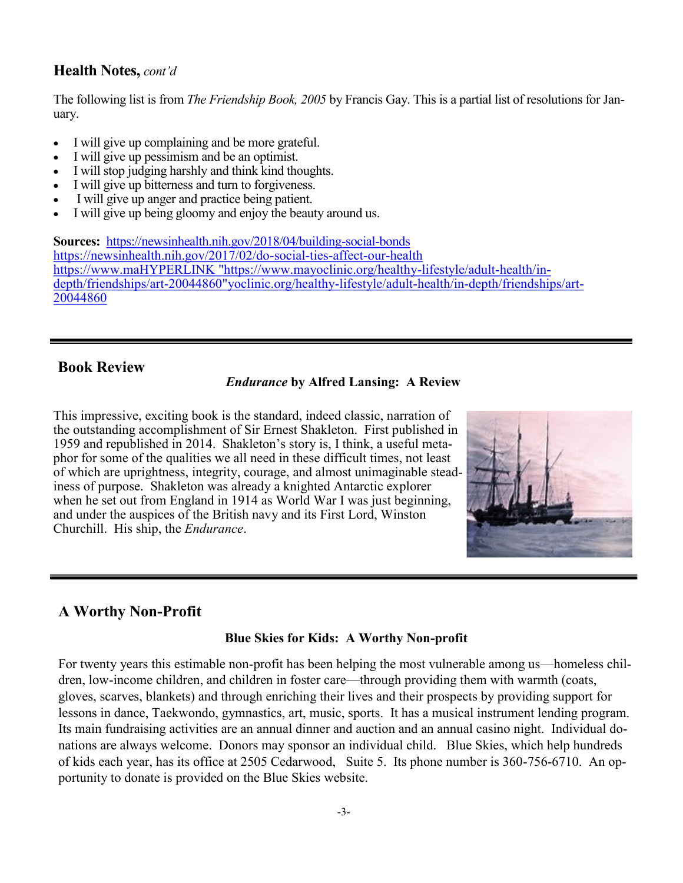## Health Notes, *cont'd*

The following list is from *The Friendship Book, 2005* by Francis Gay. This is a partial list of resolutions for January.

- I will give up complaining and be more grateful.
- I will give up pessimism and be an optimist.
- I will stop judging harshly and think kind thoughts.
- I will give up bitterness and turn to forgiveness.
- I will give up anger and practice being patient.
- I will give up being gloomy and enjoy the beauty around us.

**Sources:** https://newsinhealth.nih.gov/2018/04/building-social-bonds
https://newsinhealth.nih.gov/2017/02/do-social-ties-affect-our-health
https://www.maHYPERLINK "https://www.mayoclinic.org/healthy-lifestyle/adult-health/in-depth/friendships/art-20044860"yoclinic.org/healthy-lifestyle/adult-health/in-depth/friendships/art-20044860

---

## Book Review

### *Endurance* by Alfred Lansing: A Review

This impressive, exciting book is the standard, indeed classic, narration of the outstanding accomplishment of Sir Ernest Shakleton. First published in 1959 and republished in 2014. Shakleton's story is, I think, a useful metaphor for some of the qualities we all need in these difficult times, not least of which are uprightness, integrity, courage, and almost unimaginable steadiness of purpose. Shakleton was already a knighted Antarctic explorer when he set out from England in 1914 as World War I was just beginning, and under the auspices of the British navy and its First Lord, Winston Churchill. His ship, the *Endurance*.

---

## A Worthy Non-Profit

### Blue Skies for Kids: A Worthy Non-profit

For twenty years this estimable non-profit has been helping the most vulnerable among us—homeless children, low-income children, and children in foster care—through providing them with warmth (coats, gloves, scarves, blankets) and through enriching their lives and their prospects by providing support for lessons in dance, Taekwondo, gymnastics, art, music, sports. It has a musical instrument lending program. Its main fundraising activities are an annual dinner and auction and an annual casino night. Individual donations are always welcome. Donors may sponsor an individual child. Blue Skies, which help hundreds of kids each year, has its office at 2505 Cedarwood, Suite 5. Its phone number is 360-756-6710. An opportunity to donate is provided on the Blue Skies website.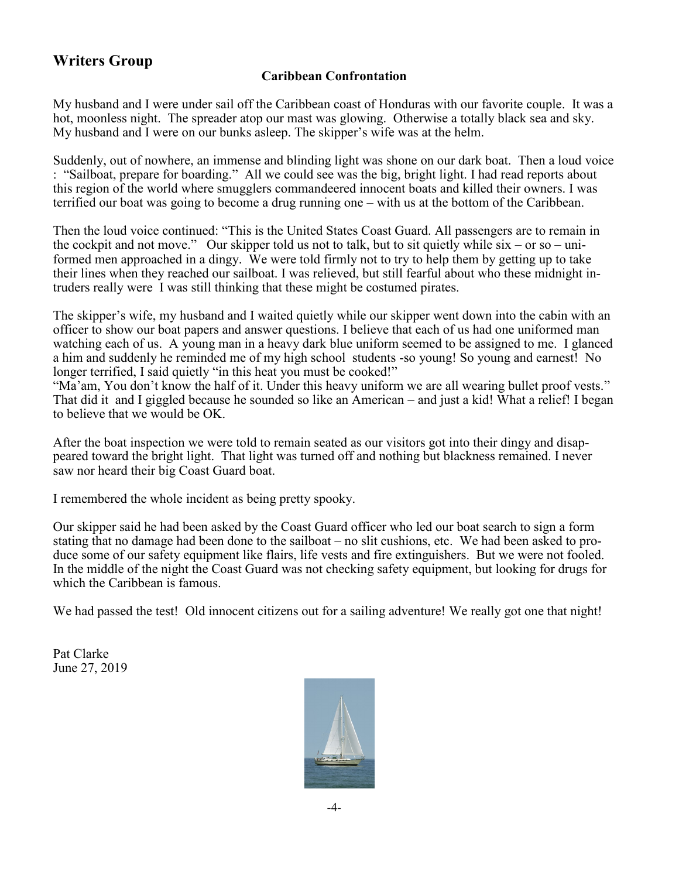## Writers Group

### Caribbean Confrontation

My husband and I were under sail off the Caribbean coast of Honduras with our favorite couple. It was a hot, moonless night. The spreader atop our mast was glowing. Otherwise a totally black sea and sky. My husband and I were on our bunks asleep. The skipper's wife was at the helm.

Suddenly, out of nowhere, an immense and blinding light was shone on our dark boat. Then a loud voice : "Sailboat, prepare for boarding." All we could see was the big, bright light. I had read reports about this region of the world where smugglers commandeered innocent boats and killed their owners. I was terrified our boat was going to become a drug running one – with us at the bottom of the Caribbean.

Then the loud voice continued: "This is the United States Coast Guard. All passengers are to remain in the cockpit and not move." Our skipper told us not to talk, but to sit quietly while six – or so – uniformed men approached in a dingy. We were told firmly not to try to help them by getting up to take their lines when they reached our sailboat. I was relieved, but still fearful about who these midnight intruders really were I was still thinking that these might be costumed pirates.

The skipper's wife, my husband and I waited quietly while our skipper went down into the cabin with an officer to show our boat papers and answer questions. I believe that each of us had one uniformed man watching each of us. A young man in a heavy dark blue uniform seemed to be assigned to me. I glanced a him and suddenly he reminded me of my high school students -so young! So young and earnest! No longer terrified, I said quietly "in this heat you must be cooked!"

"Ma'am, You don't know the half of it. Under this heavy uniform we are all wearing bullet proof vests." That did it and I giggled because he sounded so like an American – and just a kid! What a relief! I began to believe that we would be OK.

After the boat inspection we were told to remain seated as our visitors got into their dingy and disappeared toward the bright light. That light was turned off and nothing but blackness remained. I never saw nor heard their big Coast Guard boat.

I remembered the whole incident as being pretty spooky.

Our skipper said he had been asked by the Coast Guard officer who led our boat search to sign a form stating that no damage had been done to the sailboat – no slit cushions, etc. We had been asked to produce some of our safety equipment like flairs, life vests and fire extinguishers. But we were not fooled. In the middle of the night the Coast Guard was not checking safety equipment, but looking for drugs for which the Caribbean is famous.

We had passed the test! Old innocent citizens out for a sailing adventure! We really got one that night!

Pat Clarke
June 27, 2019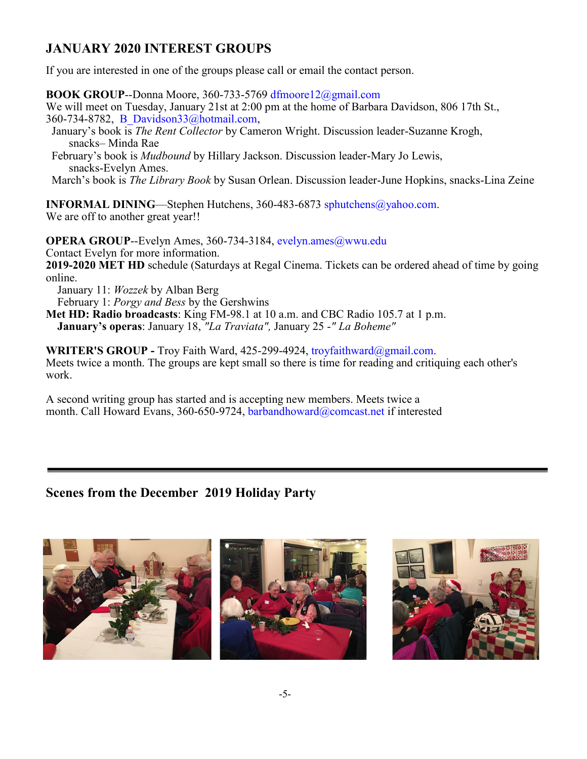## JANUARY 2020 INTEREST GROUPS

If you are interested in one of the groups please call or email the contact person.

**BOOK GROUP**--Donna Moore, 360-733-5769 dfmoore12@gmail.com
We will meet on Tuesday, January 21st at 2:00 pm at the home of Barbara Davidson, 806 17th St., 360-734-8782, B_Davidson33@hotmail.com,

January's book is *The Rent Collector* by Cameron Wright. Discussion leader-Suzanne Krogh, snacks– Minda Rae

February's book is *Mudbound* by Hillary Jackson. Discussion leader-Mary Jo Lewis, snacks-Evelyn Ames.

March's book is *The Library Book* by Susan Orlean. Discussion leader-June Hopkins, snacks-Lina Zeine

**INFORMAL DINING**—Stephen Hutchens, 360-483-6873 sphutchens@yahoo.com.
We are off to another great year!!

**OPERA GROUP**--Evelyn Ames, 360-734-3184, evelyn.ames@wwu.edu
Contact Evelyn for more information.
**2019-2020 MET HD** schedule (Saturdays at Regal Cinema. Tickets can be ordered ahead of time by going online.

January 11: *Wozzek* by Alban Berg
February 1: *Porgy and Bess* by the Gershwins

**Met HD: Radio broadcasts**: King FM-98.1 at 10 a.m. and CBC Radio 105.7 at 1 p.m.
**January's operas**: January 18, *"La Traviata",* January 25 -*" La Boheme"*

**WRITER'S GROUP -** Troy Faith Ward, 425-299-4924, troyfaithward@gmail.com.
Meets twice a month. The groups are kept small so there is time for reading and critiquing each other's work.

A second writing group has started and is accepting new members. Meets twice a month. Call Howard Evans, 360-650-9724, barbandhoward@comcast.net if interested

---

## Scenes from the December 2019 Holiday Party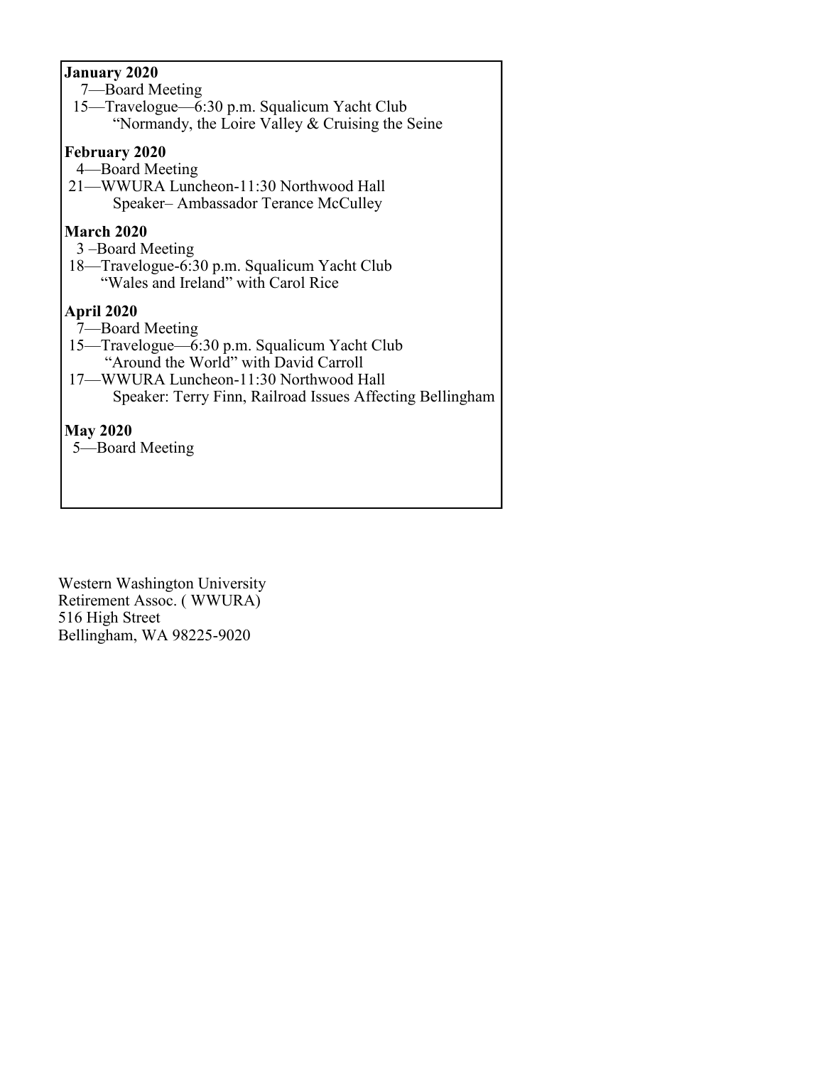**January 2020**

7—Board Meeting

15—Travelogue—6:30 p.m. Squalicum Yacht Club
"Normandy, the Loire Valley & Cruising the Seine

**February 2020**

4—Board Meeting

21—WWURA Luncheon-11:30 Northwood Hall
Speaker– Ambassador Terance McCulley

**March 2020**

3 –Board Meeting

18—Travelogue-6:30 p.m. Squalicum Yacht Club
"Wales and Ireland" with Carol Rice

**April 2020**

7—Board Meeting

15—Travelogue—6:30 p.m. Squalicum Yacht Club
"Around the World" with David Carroll

17—WWURA Luncheon-11:30 Northwood Hall
Speaker: Terry Finn, Railroad Issues Affecting Bellingham

**May 2020**

5—Board Meeting

Western Washington University
Retirement Assoc. ( WWURA)
516 High Street
Bellingham, WA 98225-9020